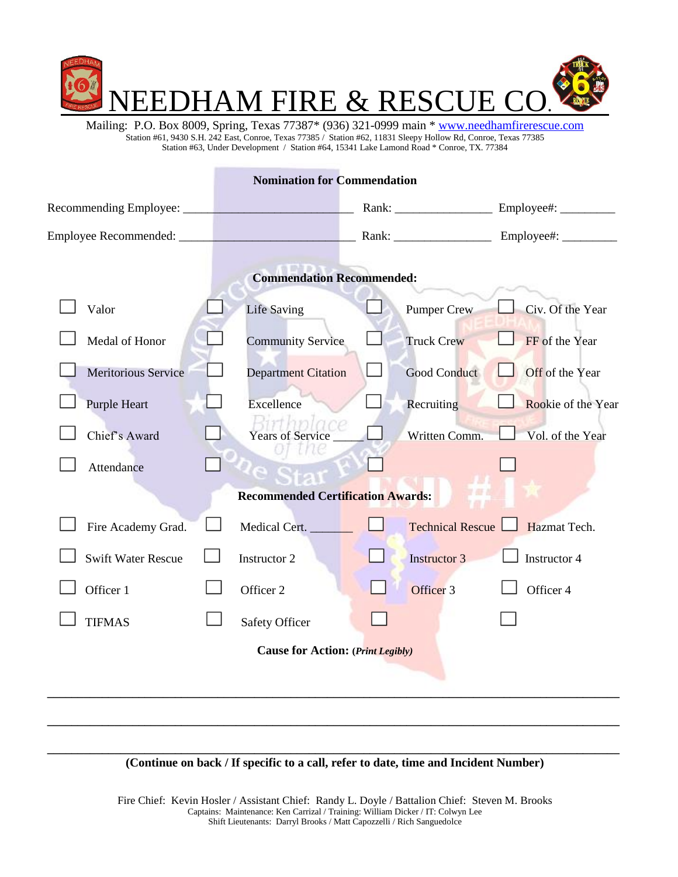# NEEDHAM FIRE & RESCUE CO.

Mailing: P.O. Box 8009, Spring, Texas 77387* (936) 321-0999 main * www.needhamfirerescue.com
Station #61, 9430 S.H. 242 East, Conroe, Texas 77385 / Station #62, 11831 Sleepy Hollow Rd, Conroe, Texas 77385
Station #63, Under Development / Station #64, 15341 Lake Lamond Road * Conroe, TX. 77384

## Nomination for Commendation

Recommending Employee: ___________________________ Rank: _______________ Employee#: _________

Employee Recommended: ___________________________ Rank: _______________ Employee#: _________

### Commendation Recommended:

| | | | |
|---|---|---|---|
| ☐ Valor | ☐ Life Saving | ☐ Pumper Crew | ☐ Civ. Of the Year |
| ☐ Medal of Honor | ☐ Community Service | ☐ Truck Crew | ☐ FF of the Year |
| ☐ Meritorious Service | ☐ Department Citation | ☐ Good Conduct | ☐ Off of the Year |
| ☐ Purple Heart | ☐ Excellence | ☐ Recruiting | ☐ Rookie of the Year |
| ☐ Chief's Award | ☐ Years of Service _____ | ☐ Written Comm. | ☐ Vol. of the Year |
| ☐ Attendance | ☐ | ☐ | ☐ |

### Recommended Certification Awards:

| | | | |
|---|---|---|---|
| ☐ Fire Academy Grad. | ☐ Medical Cert. _______ | ☐ Technical Rescue | ☐ Hazmat Tech. |
| ☐ Swift Water Rescue | ☐ Instructor 2 | ☐ Instructor 3 | ☐ Instructor 4 |
| ☐ Officer 1 | ☐ Officer 2 | ☐ Officer 3 | ☐ Officer 4 |
| ☐ TIFMAS | ☐ Safety Officer | ☐ | ☐ |

**Cause for Action: (*Print Legibly*)**

_____________________________________________________________________________

_____________________________________________________________________________

_____________________________________________________________________________

**(Continue on back / If specific to a call, refer to date, time and Incident Number)**

Fire Chief: Kevin Hosler / Assistant Chief: Randy L. Doyle / Battalion Chief: Steven M. Brooks
Captains: Maintenance: Ken Carrizal / Training: William Dicker / IT: Colwyn Lee
Shift Lieutenants: Darryl Brooks / Matt Capozzelli / Rich Sanguedolce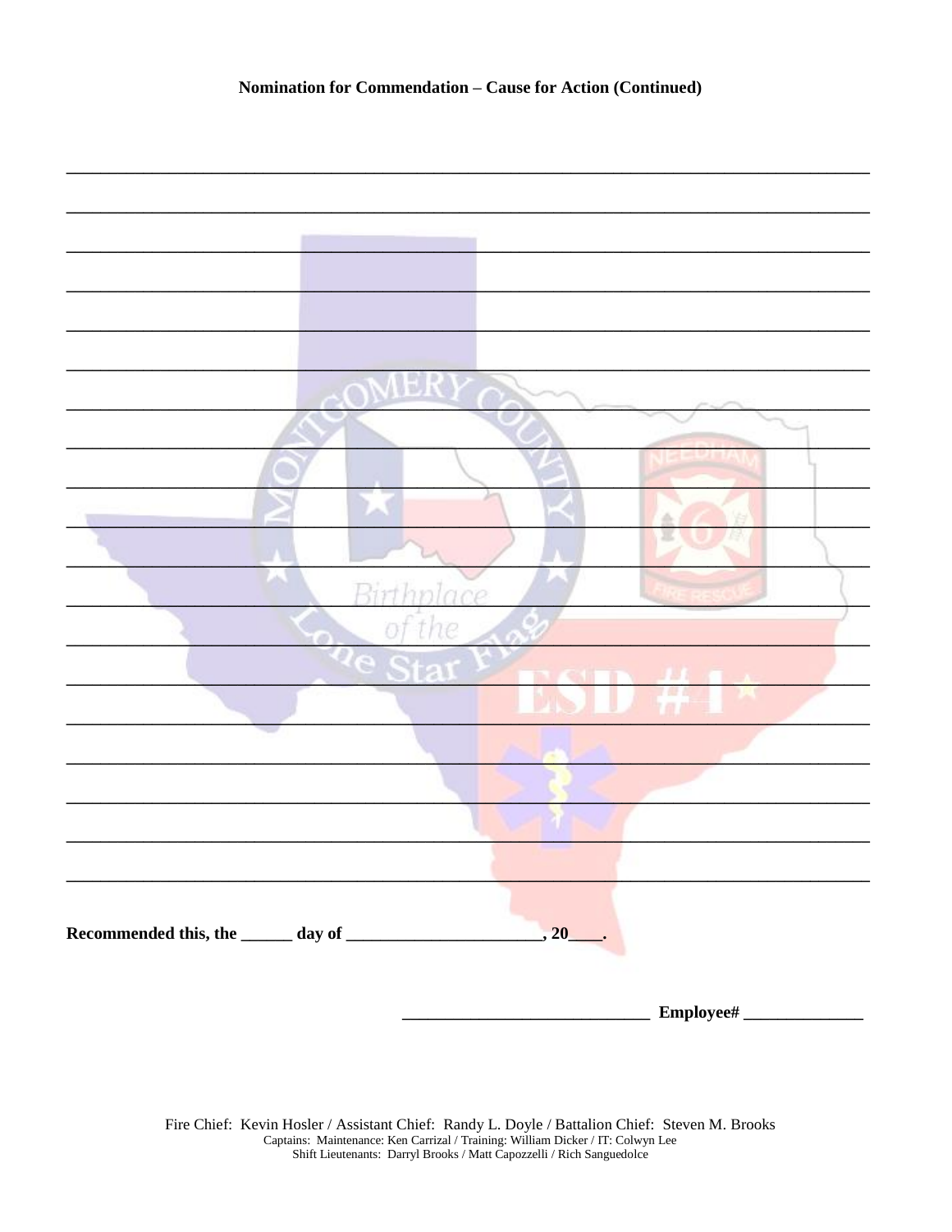**Nomination for Commendation – Cause for Action (Continued)**

\_\_\_\_\_\_\_\_\_\_\_\_\_\_\_\_\_\_\_\_\_\_\_\_\_\_\_\_\_\_\_\_\_\_\_\_\_\_\_\_\_\_\_\_\_\_\_\_\_\_\_\_\_\_\_\_\_\_\_\_\_\_\_\_\_\_\_\_\_\_\_\_\_\_\_\_\_\_

\_\_\_\_\_\_\_\_\_\_\_\_\_\_\_\_\_\_\_\_\_\_\_\_\_\_\_\_\_\_\_\_\_\_\_\_\_\_\_\_\_\_\_\_\_\_\_\_\_\_\_\_\_\_\_\_\_\_\_\_\_\_\_\_\_\_\_\_\_\_\_\_\_\_\_\_\_\_

\_\_\_\_\_\_\_\_\_\_\_\_\_\_\_\_\_\_\_\_\_\_\_\_\_\_\_\_\_\_\_\_\_\_\_\_\_\_\_\_\_\_\_\_\_\_\_\_\_\_\_\_\_\_\_\_\_\_\_\_\_\_\_\_\_\_\_\_\_\_\_\_\_\_\_\_\_\_

\_\_\_\_\_\_\_\_\_\_\_\_\_\_\_\_\_\_\_\_\_\_\_\_\_\_\_\_\_\_\_\_\_\_\_\_\_\_\_\_\_\_\_\_\_\_\_\_\_\_\_\_\_\_\_\_\_\_\_\_\_\_\_\_\_\_\_\_\_\_\_\_\_\_\_\_\_\_

\_\_\_\_\_\_\_\_\_\_\_\_\_\_\_\_\_\_\_\_\_\_\_\_\_\_\_\_\_\_\_\_\_\_\_\_\_\_\_\_\_\_\_\_\_\_\_\_\_\_\_\_\_\_\_\_\_\_\_\_\_\_\_\_\_\_\_\_\_\_\_\_\_\_\_\_\_\_

\_\_\_\_\_\_\_\_\_\_\_\_\_\_\_\_\_\_\_\_\_\_\_\_\_\_\_\_\_\_\_\_\_\_\_\_\_\_\_\_\_\_\_\_\_\_\_\_\_\_\_\_\_\_\_\_\_\_\_\_\_\_\_\_\_\_\_\_\_\_\_\_\_\_\_\_\_\_

\_\_\_\_\_\_\_\_\_\_\_\_\_\_\_\_\_\_\_\_\_\_\_\_\_\_\_\_\_\_\_\_\_\_\_\_\_\_\_\_\_\_\_\_\_\_\_\_\_\_\_\_\_\_\_\_\_\_\_\_\_\_\_\_\_\_\_\_\_\_\_\_\_\_\_\_\_\_

\_\_\_\_\_\_\_\_\_\_\_\_\_\_\_\_\_\_\_\_\_\_\_\_\_\_\_\_\_\_\_\_\_\_\_\_\_\_\_\_\_\_\_\_\_\_\_\_\_\_\_\_\_\_\_\_\_\_\_\_\_\_\_\_\_\_\_\_\_\_\_\_\_\_\_\_\_\_

\_\_\_\_\_\_\_\_\_\_\_\_\_\_\_\_\_\_\_\_\_\_\_\_\_\_\_\_\_\_\_\_\_\_\_\_\_\_\_\_\_\_\_\_\_\_\_\_\_\_\_\_\_\_\_\_\_\_\_\_\_\_\_\_\_\_\_\_\_\_\_\_\_\_\_\_\_\_

\_\_\_\_\_\_\_\_\_\_\_\_\_\_\_\_\_\_\_\_\_\_\_\_\_\_\_\_\_\_\_\_\_\_\_\_\_\_\_\_\_\_\_\_\_\_\_\_\_\_\_\_\_\_\_\_\_\_\_\_\_\_\_\_\_\_\_\_\_\_\_\_\_\_\_\_\_\_

\_\_\_\_\_\_\_\_\_\_\_\_\_\_\_\_\_\_\_\_\_\_\_\_\_\_\_\_\_\_\_\_\_\_\_\_\_\_\_\_\_\_\_\_\_\_\_\_\_\_\_\_\_\_\_\_\_\_\_\_\_\_\_\_\_\_\_\_\_\_\_\_\_\_\_\_\_\_

\_\_\_\_\_\_\_\_\_\_\_\_\_\_\_\_\_\_\_\_\_\_\_\_\_\_\_\_\_\_\_\_\_\_\_\_\_\_\_\_\_\_\_\_\_\_\_\_\_\_\_\_\_\_\_\_\_\_\_\_\_\_\_\_\_\_\_\_\_\_\_\_\_\_\_\_\_\_

\_\_\_\_\_\_\_\_\_\_\_\_\_\_\_\_\_\_\_\_\_\_\_\_\_\_\_\_\_\_\_\_\_\_\_\_\_\_\_\_\_\_\_\_\_\_\_\_\_\_\_\_\_\_\_\_\_\_\_\_\_\_\_\_\_\_\_\_\_\_\_\_\_\_\_\_\_\_

\_\_\_\_\_\_\_\_\_\_\_\_\_\_\_\_\_\_\_\_\_\_\_\_\_\_\_\_\_\_\_\_\_\_\_\_\_\_\_\_\_\_\_\_\_\_\_\_\_\_\_\_\_\_\_\_\_\_\_\_\_\_\_\_\_\_\_\_\_\_\_\_\_\_\_\_\_\_

\_\_\_\_\_\_\_\_\_\_\_\_\_\_\_\_\_\_\_\_\_\_\_\_\_\_\_\_\_\_\_\_\_\_\_\_\_\_\_\_\_\_\_\_\_\_\_\_\_\_\_\_\_\_\_\_\_\_\_\_\_\_\_\_\_\_\_\_\_\_\_\_\_\_\_\_\_\_

\_\_\_\_\_\_\_\_\_\_\_\_\_\_\_\_\_\_\_\_\_\_\_\_\_\_\_\_\_\_\_\_\_\_\_\_\_\_\_\_\_\_\_\_\_\_\_\_\_\_\_\_\_\_\_\_\_\_\_\_\_\_\_\_\_\_\_\_\_\_\_\_\_\_\_\_\_\_

\_\_\_\_\_\_\_\_\_\_\_\_\_\_\_\_\_\_\_\_\_\_\_\_\_\_\_\_\_\_\_\_\_\_\_\_\_\_\_\_\_\_\_\_\_\_\_\_\_\_\_\_\_\_\_\_\_\_\_\_\_\_\_\_\_\_\_\_\_\_\_\_\_\_\_\_\_\_

\_\_\_\_\_\_\_\_\_\_\_\_\_\_\_\_\_\_\_\_\_\_\_\_\_\_\_\_\_\_\_\_\_\_\_\_\_\_\_\_\_\_\_\_\_\_\_\_\_\_\_\_\_\_\_\_\_\_\_\_\_\_\_\_\_\_\_\_\_\_\_\_\_\_\_\_\_\_

\_\_\_\_\_\_\_\_\_\_\_\_\_\_\_\_\_\_\_\_\_\_\_\_\_\_\_\_\_\_\_\_\_\_\_\_\_\_\_\_\_\_\_\_\_\_\_\_\_\_\_\_\_\_\_\_\_\_\_\_\_\_\_\_\_\_\_\_\_\_\_\_\_\_\_\_\_\_

**Recommended this, the \_\_\_\_\_\_ day of \_\_\_\_\_\_\_\_\_\_\_\_\_\_\_\_\_\_\_\_\_\_\_, 20\_\_\_\_.**

\_\_\_\_\_\_\_\_\_\_\_\_\_\_\_\_\_\_\_\_\_\_\_\_\_\_\_\_\_\_ **Employee# \_\_\_\_\_\_\_\_\_\_\_\_\_\_**

Fire Chief: Kevin Hosler / Assistant Chief: Randy L. Doyle / Battalion Chief: Steven M. Brooks
Captains: Maintenance: Ken Carrizal / Training: William Dicker / IT: Colwyn Lee
Shift Lieutenants: Darryl Brooks / Matt Capozzelli / Rich Sanguedolce